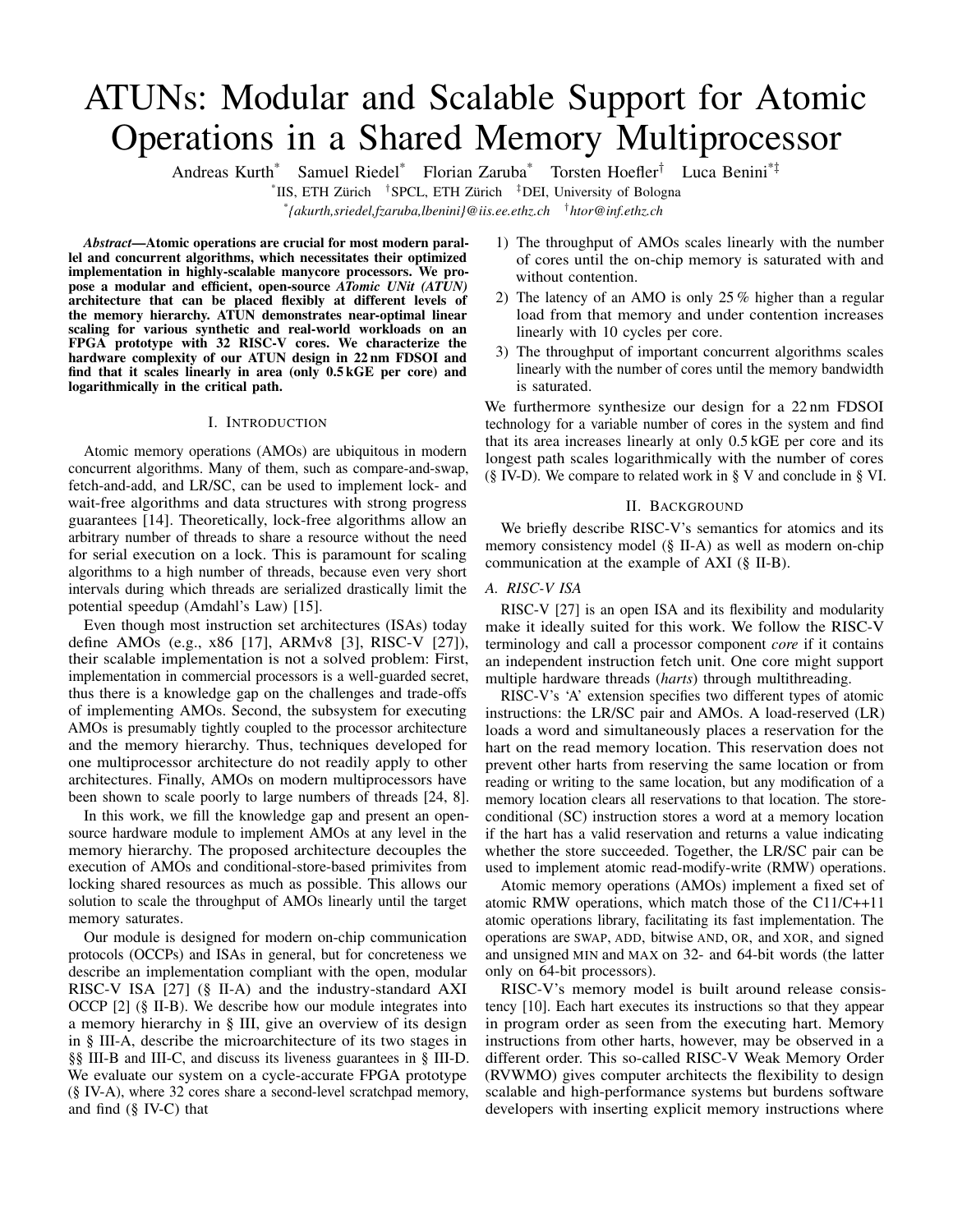# ATUNs: Modular and Scalable Support for Atomic Operations in a Shared Memory Multiprocessor

Andreas Kurth[*] Samuel Riedel[*] Florian Zaruba[*] Torsten Hoefler[†] Luca Benini[*‡]

[*]IIS, ETH Zürich [†]SPCL, ETH Zürich [‡]DEI, University of Bologna

[*]{akurth,sriedel,fzaruba,lbenini}@iis.ee.ethz.ch [†]htor@inf.ethz.ch

***Abstract*—Atomic operations are crucial for most modern parallel and concurrent algorithms, which necessitates their optimized implementation in highly-scalable manycore processors. We propose a modular and efficient, open-source *ATomic UNit (ATUN)* architecture that can be placed flexibly at different levels of the memory hierarchy. ATUN demonstrates near-optimal linear scaling for various synthetic and real-world workloads on an FPGA prototype with 32 RISC-V cores. We characterize the hardware complexity of our ATUN design in 22 nm FDSOI and find that it scales linearly in area (only 0.5 kGE per core) and logarithmically in the critical path.**

## I. Introduction

Atomic memory operations (AMOs) are ubiquitous in modern concurrent algorithms. Many of them, such as compare-and-swap, fetch-and-add, and LR/SC, can be used to implement lock- and wait-free algorithms and data structures with strong progress guarantees [14]. Theoretically, lock-free algorithms allow an arbitrary number of threads to share a resource without the need for serial execution on a lock. This is paramount for scaling algorithms to a high number of threads, because even very short intervals during which threads are serialized drastically limit the potential speedup (Amdahl's Law) [15].

Even though most instruction set architectures (ISAs) today define AMOs (e.g., x86 [17], ARMv8 [3], RISC-V [27]), their scalable implementation is not a solved problem: First, implementation in commercial processors is a well-guarded secret, thus there is a knowledge gap on the challenges and trade-offs of implementing AMOs. Second, the subsystem for executing AMOs is presumably tightly coupled to the processor architecture and the memory hierarchy. Thus, techniques developed for one multiprocessor architecture do not readily apply to other architectures. Finally, AMOs on modern multiprocessors have been shown to scale poorly to large numbers of threads [24, 8].

In this work, we fill the knowledge gap and present an open-source hardware module to implement AMOs at any level in the memory hierarchy. The proposed architecture decouples the execution of AMOs and conditional-store-based primivites from locking shared resources as much as possible. This allows our solution to scale the throughput of AMOs linearly until the target memory saturates.

Our module is designed for modern on-chip communication protocols (OCCPs) and ISAs in general, but for concreteness we describe an implementation compliant with the open, modular RISC-V ISA [27] (§ II-A) and the industry-standard AXI OCCP [2] (§ II-B). We describe how our module integrates into a memory hierarchy in § III, give an overview of its design in § III-A, describe the microarchitecture of its two stages in §§ III-B and III-C, and discuss its liveness guarantees in § III-D. We evaluate our system on a cycle-accurate FPGA prototype (§ IV-A), where 32 cores share a second-level scratchpad memory, and find (§ IV-C) that

1) The throughput of AMOs scales linearly with the number of cores until the on-chip memory is saturated with and without contention.
2) The latency of an AMO is only 25 % higher than a regular load from that memory and under contention increases linearly with 10 cycles per core.
3) The throughput of important concurrent algorithms scales linearly with the number of cores until the memory bandwidth is saturated.

We furthermore synthesize our design for a 22 nm FDSOI technology for a variable number of cores in the system and find that its area increases linearly at only 0.5 kGE per core and its longest path scales logarithmically with the number of cores (§ IV-D). We compare to related work in § V and conclude in § VI.

## II. Background

We briefly describe RISC-V's semantics for atomics and its memory consistency model (§ II-A) as well as modern on-chip communication at the example of AXI (§ II-B).

### A. RISC-V ISA

RISC-V [27] is an open ISA and its flexibility and modularity make it ideally suited for this work. We follow the RISC-V terminology and call a processor component *core* if it contains an independent instruction fetch unit. One core might support multiple hardware threads (*harts*) through multithreading.

RISC-V's 'A' extension specifies two different types of atomic instructions: the LR/SC pair and AMOs. A load-reserved (LR) loads a word and simultaneously places a reservation for the hart on the read memory location. This reservation does not prevent other harts from reserving the same location or from reading or writing to the same location, but any modification of a memory location clears all reservations to that location. The store-conditional (SC) instruction stores a word at a memory location if the hart has a valid reservation and returns a value indicating whether the store succeeded. Together, the LR/SC pair can be used to implement atomic read-modify-write (RMW) operations.

Atomic memory operations (AMOs) implement a fixed set of atomic RMW operations, which match those of the C11/C++11 atomic operations library, facilitating its fast implementation. The operations are SWAP, ADD, bitwise AND, OR, and XOR, and signed and unsigned MIN and MAX on 32- and 64-bit words (the latter only on 64-bit processors).

RISC-V's memory model is built around release consistency [10]. Each hart executes its instructions so that they appear in program order as seen from the executing hart. Memory instructions from other harts, however, may be observed in a different order. This so-called RISC-V Weak Memory Order (RVWMO) gives computer architects the flexibility to design scalable and high-performance systems but burdens software developers with inserting explicit memory instructions where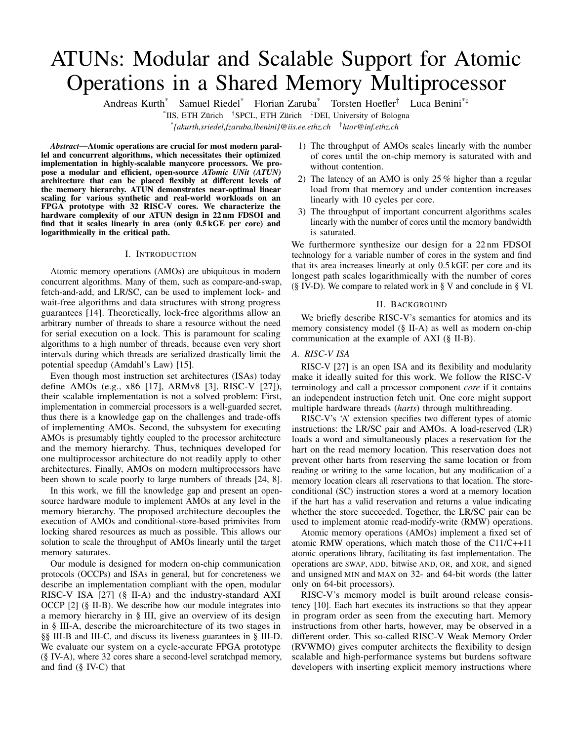# ATUNs: Modular and Scalable Support for Atomic Operations in a Shared Memory Multiprocessor

Andreas Kurth[*] Samuel Riedel[*] Florian Zaruba[*] Torsten Hoefler[†] Luca Benini[*‡]

[*]IIS, ETH Zürich [†]SPCL, ETH Zürich [‡]DEI, University of Bologna

[*]{akurth,sriedel,fzaruba,lbenini}@iis.ee.ethz.ch [†]htor@inf.ethz.ch

***Abstract*—Atomic operations are crucial for most modern parallel and concurrent algorithms, which necessitates their optimized implementation in highly-scalable manycore processors. We propose a modular and efficient, open-source *ATomic UNit (ATUN)* architecture that can be placed flexibly at different levels of the memory hierarchy. ATUN demonstrates near-optimal linear scaling for various synthetic and real-world workloads on an FPGA prototype with 32 RISC-V cores. We characterize the hardware complexity of our ATUN design in 22 nm FDSOI and find that it scales linearly in area (only 0.5 kGE per core) and logarithmically in the critical path.**

## I. Introduction

Atomic memory operations (AMOs) are ubiquitous in modern concurrent algorithms. Many of them, such as compare-and-swap, fetch-and-add, and LR/SC, can be used to implement lock- and wait-free algorithms and data structures with strong progress guarantees [14]. Theoretically, lock-free algorithms allow an arbitrary number of threads to share a resource without the need for serial execution on a lock. This is paramount for scaling algorithms to a high number of threads, because even very short intervals during which threads are serialized drastically limit the potential speedup (Amdahl's Law) [15].

Even though most instruction set architectures (ISAs) today define AMOs (e.g., x86 [17], ARMv8 [3], RISC-V [27]), their scalable implementation is not a solved problem: First, implementation in commercial processors is a well-guarded secret, thus there is a knowledge gap on the challenges and trade-offs of implementing AMOs. Second, the subsystem for executing AMOs is presumably tightly coupled to the processor architecture and the memory hierarchy. Thus, techniques developed for one multiprocessor architecture do not readily apply to other architectures. Finally, AMOs on modern multiprocessors have been shown to scale poorly to large numbers of threads [24, 8].

In this work, we fill the knowledge gap and present an open-source hardware module to implement AMOs at any level in the memory hierarchy. The proposed architecture decouples the execution of AMOs and conditional-store-based primivites from locking shared resources as much as possible. This allows our solution to scale the throughput of AMOs linearly until the target memory saturates.

Our module is designed for modern on-chip communication protocols (OCCPs) and ISAs in general, but for concreteness we describe an implementation compliant with the open, modular RISC-V ISA [27] (§ II-A) and the industry-standard AXI OCCP [2] (§ II-B). We describe how our module integrates into a memory hierarchy in § III, give an overview of its design in § III-A, describe the microarchitecture of its two stages in §§ III-B and III-C, and discuss its liveness guarantees in § III-D. We evaluate our system on a cycle-accurate FPGA prototype (§ IV-A), where 32 cores share a second-level scratchpad memory, and find (§ IV-C) that

1) The throughput of AMOs scales linearly with the number of cores until the on-chip memory is saturated with and without contention.
2) The latency of an AMO is only 25 % higher than a regular load from that memory and under contention increases linearly with 10 cycles per core.
3) The throughput of important concurrent algorithms scales linearly with the number of cores until the memory bandwidth is saturated.

We furthermore synthesize our design for a 22 nm FDSOI technology for a variable number of cores in the system and find that its area increases linearly at only 0.5 kGE per core and its longest path scales logarithmically with the number of cores (§ IV-D). We compare to related work in § V and conclude in § VI.

## II. Background

We briefly describe RISC-V's semantics for atomics and its memory consistency model (§ II-A) as well as modern on-chip communication at the example of AXI (§ II-B).

### A. RISC-V ISA

RISC-V [27] is an open ISA and its flexibility and modularity make it ideally suited for this work. We follow the RISC-V terminology and call a processor component *core* if it contains an independent instruction fetch unit. One core might support multiple hardware threads (*harts*) through multithreading.

RISC-V's 'A' extension specifies two different types of atomic instructions: the LR/SC pair and AMOs. A load-reserved (LR) loads a word and simultaneously places a reservation for the hart on the read memory location. This reservation does not prevent other harts from reserving the same location or from reading or writing to the same location, but any modification of a memory location clears all reservations to that location. The store-conditional (SC) instruction stores a word at a memory location if the hart has a valid reservation and returns a value indicating whether the store succeeded. Together, the LR/SC pair can be used to implement atomic read-modify-write (RMW) operations.

Atomic memory operations (AMOs) implement a fixed set of atomic RMW operations, which match those of the C11/C++11 atomic operations library, facilitating its fast implementation. The operations are SWAP, ADD, bitwise AND, OR, and XOR, and signed and unsigned MIN and MAX on 32- and 64-bit words (the latter only on 64-bit processors).

RISC-V's memory model is built around release consistency [10]. Each hart executes its instructions so that they appear in program order as seen from the executing hart. Memory instructions from other harts, however, may be observed in a different order. This so-called RISC-V Weak Memory Order (RVWMO) gives computer architects the flexibility to design scalable and high-performance systems but burdens software developers with inserting explicit memory instructions where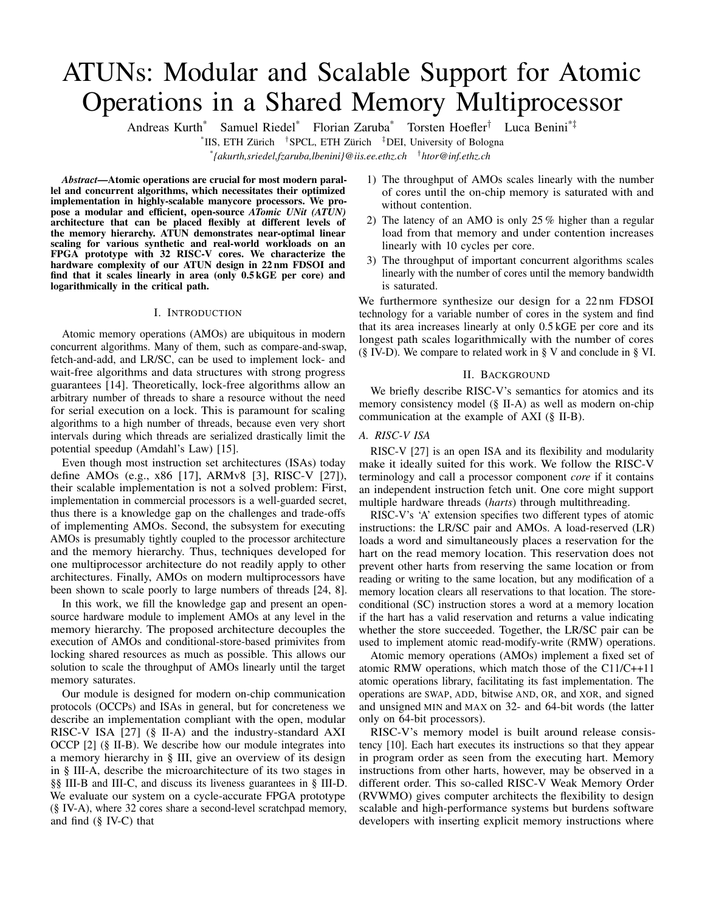# ATUNs: Modular and Scalable Support for Atomic Operations in a Shared Memory Multiprocessor

Andreas Kurth[*] Samuel Riedel[*] Florian Zaruba[*] Torsten Hoefler[†] Luca Benini[*‡]

[*]IIS, ETH Zürich [†]SPCL, ETH Zürich [‡]DEI, University of Bologna

[*]{akurth,sriedel,fzaruba,lbenini}@iis.ee.ethz.ch [†]htor@inf.ethz.ch

***Abstract*—Atomic operations are crucial for most modern parallel and concurrent algorithms, which necessitates their optimized implementation in highly-scalable manycore processors. We propose a modular and efficient, open-source *ATomic UNit (ATUN)* architecture that can be placed flexibly at different levels of the memory hierarchy. ATUN demonstrates near-optimal linear scaling for various synthetic and real-world workloads on an FPGA prototype with 32 RISC-V cores. We characterize the hardware complexity of our ATUN design in 22 nm FDSOI and find that it scales linearly in area (only 0.5 kGE per core) and logarithmically in the critical path.**

## I. Introduction

Atomic memory operations (AMOs) are ubiquitous in modern concurrent algorithms. Many of them, such as compare-and-swap, fetch-and-add, and LR/SC, can be used to implement lock- and wait-free algorithms and data structures with strong progress guarantees [14]. Theoretically, lock-free algorithms allow an arbitrary number of threads to share a resource without the need for serial execution on a lock. This is paramount for scaling algorithms to a high number of threads, because even very short intervals during which threads are serialized drastically limit the potential speedup (Amdahl's Law) [15].

Even though most instruction set architectures (ISAs) today define AMOs (e.g., x86 [17], ARMv8 [3], RISC-V [27]), their scalable implementation is not a solved problem: First, implementation in commercial processors is a well-guarded secret, thus there is a knowledge gap on the challenges and trade-offs of implementing AMOs. Second, the subsystem for executing AMOs is presumably tightly coupled to the processor architecture and the memory hierarchy. Thus, techniques developed for one multiprocessor architecture do not readily apply to other architectures. Finally, AMOs on modern multiprocessors have been shown to scale poorly to large numbers of threads [24, 8].

In this work, we fill the knowledge gap and present an open-source hardware module to implement AMOs at any level in the memory hierarchy. The proposed architecture decouples the execution of AMOs and conditional-store-based primivites from locking shared resources as much as possible. This allows our solution to scale the throughput of AMOs linearly until the target memory saturates.

Our module is designed for modern on-chip communication protocols (OCCPs) and ISAs in general, but for concreteness we describe an implementation compliant with the open, modular RISC-V ISA [27] (§ II-A) and the industry-standard AXI OCCP [2] (§ II-B). We describe how our module integrates into a memory hierarchy in § III, give an overview of its design in § III-A, describe the microarchitecture of its two stages in §§ III-B and III-C, and discuss its liveness guarantees in § III-D. We evaluate our system on a cycle-accurate FPGA prototype (§ IV-A), where 32 cores share a second-level scratchpad memory, and find (§ IV-C) that

1) The throughput of AMOs scales linearly with the number of cores until the on-chip memory is saturated with and without contention.
2) The latency of an AMO is only 25 % higher than a regular load from that memory and under contention increases linearly with 10 cycles per core.
3) The throughput of important concurrent algorithms scales linearly with the number of cores until the memory bandwidth is saturated.

We furthermore synthesize our design for a 22 nm FDSOI technology for a variable number of cores in the system and find that its area increases linearly at only 0.5 kGE per core and its longest path scales logarithmically with the number of cores (§ IV-D). We compare to related work in § V and conclude in § VI.

## II. Background

We briefly describe RISC-V's semantics for atomics and its memory consistency model (§ II-A) as well as modern on-chip communication at the example of AXI (§ II-B).

### A. RISC-V ISA

RISC-V [27] is an open ISA and its flexibility and modularity make it ideally suited for this work. We follow the RISC-V terminology and call a processor component *core* if it contains an independent instruction fetch unit. One core might support multiple hardware threads (*harts*) through multithreading.

RISC-V's 'A' extension specifies two different types of atomic instructions: the LR/SC pair and AMOs. A load-reserved (LR) loads a word and simultaneously places a reservation for the hart on the read memory location. This reservation does not prevent other harts from reserving the same location or from reading or writing to the same location, but any modification of a memory location clears all reservations to that location. The store-conditional (SC) instruction stores a word at a memory location if the hart has a valid reservation and returns a value indicating whether the store succeeded. Together, the LR/SC pair can be used to implement atomic read-modify-write (RMW) operations.

Atomic memory operations (AMOs) implement a fixed set of atomic RMW operations, which match those of the C11/C++11 atomic operations library, facilitating its fast implementation. The operations are SWAP, ADD, bitwise AND, OR, and XOR, and signed and unsigned MIN and MAX on 32- and 64-bit words (the latter only on 64-bit processors).

RISC-V's memory model is built around release consistency [10]. Each hart executes its instructions so that they appear in program order as seen from the executing hart. Memory instructions from other harts, however, may be observed in a different order. This so-called RISC-V Weak Memory Order (RVWMO) gives computer architects the flexibility to design scalable and high-performance systems but burdens software developers with inserting explicit memory instructions where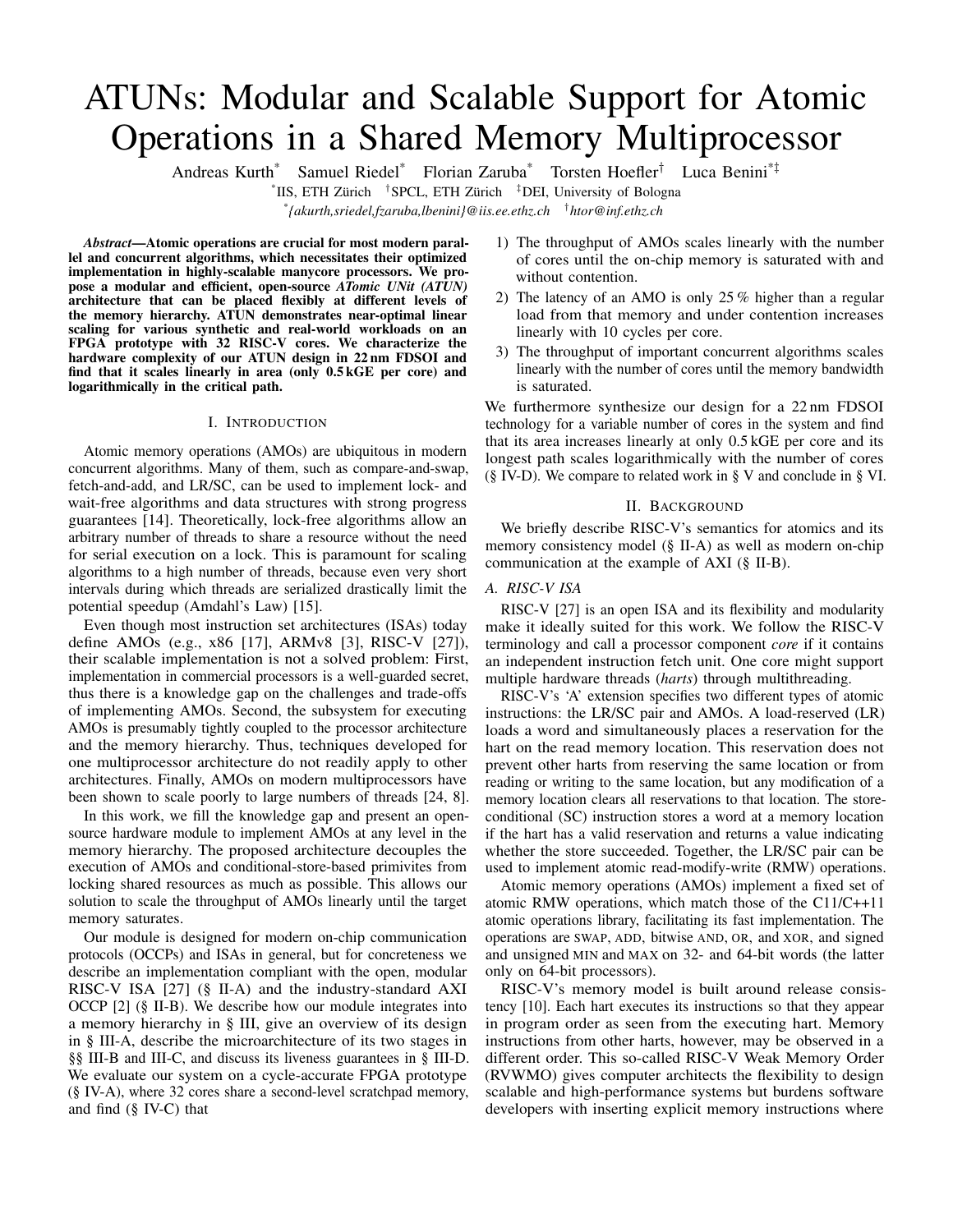# ATUNs: Modular and Scalable Support for Atomic Operations in a Shared Memory Multiprocessor

Andreas Kurth[*] Samuel Riedel[*] Florian Zaruba[*] Torsten Hoefler[†] Luca Benini[*‡]

[*]IIS, ETH Zürich [†]SPCL, ETH Zürich [‡]DEI, University of Bologna

[*]{akurth,sriedel,fzaruba,lbenini}@iis.ee.ethz.ch [†]htor@inf.ethz.ch

***Abstract*—Atomic operations are crucial for most modern parallel and concurrent algorithms, which necessitates their optimized implementation in highly-scalable manycore processors. We propose a modular and efficient, open-source *ATomic UNit (ATUN)* architecture that can be placed flexibly at different levels of the memory hierarchy. ATUN demonstrates near-optimal linear scaling for various synthetic and real-world workloads on an FPGA prototype with 32 RISC-V cores. We characterize the hardware complexity of our ATUN design in 22 nm FDSOI and find that it scales linearly in area (only 0.5 kGE per core) and logarithmically in the critical path.**

## I. Introduction

Atomic memory operations (AMOs) are ubiquitous in modern concurrent algorithms. Many of them, such as compare-and-swap, fetch-and-add, and LR/SC, can be used to implement lock- and wait-free algorithms and data structures with strong progress guarantees [14]. Theoretically, lock-free algorithms allow an arbitrary number of threads to share a resource without the need for serial execution on a lock. This is paramount for scaling algorithms to a high number of threads, because even very short intervals during which threads are serialized drastically limit the potential speedup (Amdahl's Law) [15].

Even though most instruction set architectures (ISAs) today define AMOs (e.g., x86 [17], ARMv8 [3], RISC-V [27]), their scalable implementation is not a solved problem: First, implementation in commercial processors is a well-guarded secret, thus there is a knowledge gap on the challenges and trade-offs of implementing AMOs. Second, the subsystem for executing AMOs is presumably tightly coupled to the processor architecture and the memory hierarchy. Thus, techniques developed for one multiprocessor architecture do not readily apply to other architectures. Finally, AMOs on modern multiprocessors have been shown to scale poorly to large numbers of threads [24, 8].

In this work, we fill the knowledge gap and present an open-source hardware module to implement AMOs at any level in the memory hierarchy. The proposed architecture decouples the execution of AMOs and conditional-store-based primivites from locking shared resources as much as possible. This allows our solution to scale the throughput of AMOs linearly until the target memory saturates.

Our module is designed for modern on-chip communication protocols (OCCPs) and ISAs in general, but for concreteness we describe an implementation compliant with the open, modular RISC-V ISA [27] (§ II-A) and the industry-standard AXI OCCP [2] (§ II-B). We describe how our module integrates into a memory hierarchy in § III, give an overview of its design in § III-A, describe the microarchitecture of its two stages in §§ III-B and III-C, and discuss its liveness guarantees in § III-D. We evaluate our system on a cycle-accurate FPGA prototype (§ IV-A), where 32 cores share a second-level scratchpad memory, and find (§ IV-C) that

1) The throughput of AMOs scales linearly with the number of cores until the on-chip memory is saturated with and without contention.
2) The latency of an AMO is only 25 % higher than a regular load from that memory and under contention increases linearly with 10 cycles per core.
3) The throughput of important concurrent algorithms scales linearly with the number of cores until the memory bandwidth is saturated.

We furthermore synthesize our design for a 22 nm FDSOI technology for a variable number of cores in the system and find that its area increases linearly at only 0.5 kGE per core and its longest path scales logarithmically with the number of cores (§ IV-D). We compare to related work in § V and conclude in § VI.

## II. Background

We briefly describe RISC-V's semantics for atomics and its memory consistency model (§ II-A) as well as modern on-chip communication at the example of AXI (§ II-B).

### A. RISC-V ISA

RISC-V [27] is an open ISA and its flexibility and modularity make it ideally suited for this work. We follow the RISC-V terminology and call a processor component *core* if it contains an independent instruction fetch unit. One core might support multiple hardware threads (*harts*) through multithreading.

RISC-V's 'A' extension specifies two different types of atomic instructions: the LR/SC pair and AMOs. A load-reserved (LR) loads a word and simultaneously places a reservation for the hart on the read memory location. This reservation does not prevent other harts from reserving the same location or from reading or writing to the same location, but any modification of a memory location clears all reservations to that location. The store-conditional (SC) instruction stores a word at a memory location if the hart has a valid reservation and returns a value indicating whether the store succeeded. Together, the LR/SC pair can be used to implement atomic read-modify-write (RMW) operations.

Atomic memory operations (AMOs) implement a fixed set of atomic RMW operations, which match those of the C11/C++11 atomic operations library, facilitating its fast implementation. The operations are SWAP, ADD, bitwise AND, OR, and XOR, and signed and unsigned MIN and MAX on 32- and 64-bit words (the latter only on 64-bit processors).

RISC-V's memory model is built around release consistency [10]. Each hart executes its instructions so that they appear in program order as seen from the executing hart. Memory instructions from other harts, however, may be observed in a different order. This so-called RISC-V Weak Memory Order (RVWMO) gives computer architects the flexibility to design scalable and high-performance systems but burdens software developers with inserting explicit memory instructions where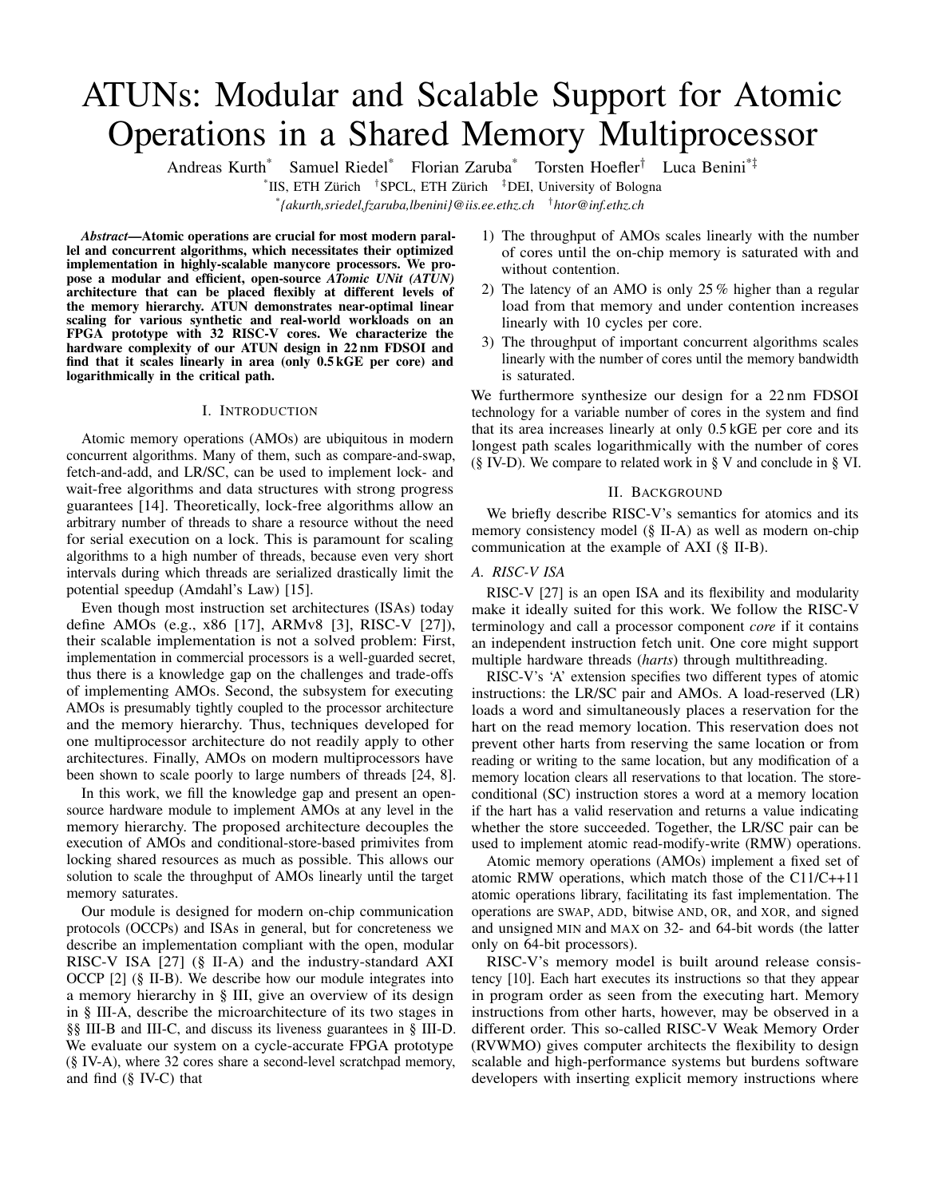# ATUNs: Modular and Scalable Support for Atomic Operations in a Shared Memory Multiprocessor

Andreas Kurth[*] Samuel Riedel[*] Florian Zaruba[*] Torsten Hoefler[†] Luca Benini[*‡]

[*]IIS, ETH Zürich [†]SPCL, ETH Zürich [‡]DEI, University of Bologna

[*]{akurth,sriedel,fzaruba,lbenini}@iis.ee.ethz.ch [†]htor@inf.ethz.ch

***Abstract*—Atomic operations are crucial for most modern parallel and concurrent algorithms, which necessitates their optimized implementation in highly-scalable manycore processors. We propose a modular and efficient, open-source *ATomic UNit (ATUN)* architecture that can be placed flexibly at different levels of the memory hierarchy. ATUN demonstrates near-optimal linear scaling for various synthetic and real-world workloads on an FPGA prototype with 32 RISC-V cores. We characterize the hardware complexity of our ATUN design in 22 nm FDSOI and find that it scales linearly in area (only 0.5 kGE per core) and logarithmically in the critical path.**

## I. Introduction

Atomic memory operations (AMOs) are ubiquitous in modern concurrent algorithms. Many of them, such as compare-and-swap, fetch-and-add, and LR/SC, can be used to implement lock- and wait-free algorithms and data structures with strong progress guarantees [14]. Theoretically, lock-free algorithms allow an arbitrary number of threads to share a resource without the need for serial execution on a lock. This is paramount for scaling algorithms to a high number of threads, because even very short intervals during which threads are serialized drastically limit the potential speedup (Amdahl's Law) [15].

Even though most instruction set architectures (ISAs) today define AMOs (e.g., x86 [17], ARMv8 [3], RISC-V [27]), their scalable implementation is not a solved problem: First, implementation in commercial processors is a well-guarded secret, thus there is a knowledge gap on the challenges and trade-offs of implementing AMOs. Second, the subsystem for executing AMOs is presumably tightly coupled to the processor architecture and the memory hierarchy. Thus, techniques developed for one multiprocessor architecture do not readily apply to other architectures. Finally, AMOs on modern multiprocessors have been shown to scale poorly to large numbers of threads [24, 8].

In this work, we fill the knowledge gap and present an open-source hardware module to implement AMOs at any level in the memory hierarchy. The proposed architecture decouples the execution of AMOs and conditional-store-based primivites from locking shared resources as much as possible. This allows our solution to scale the throughput of AMOs linearly until the target memory saturates.

Our module is designed for modern on-chip communication protocols (OCCPs) and ISAs in general, but for concreteness we describe an implementation compliant with the open, modular RISC-V ISA [27] (§ II-A) and the industry-standard AXI OCCP [2] (§ II-B). We describe how our module integrates into a memory hierarchy in § III, give an overview of its design in § III-A, describe the microarchitecture of its two stages in §§ III-B and III-C, and discuss its liveness guarantees in § III-D. We evaluate our system on a cycle-accurate FPGA prototype (§ IV-A), where 32 cores share a second-level scratchpad memory, and find (§ IV-C) that

1) The throughput of AMOs scales linearly with the number of cores until the on-chip memory is saturated with and without contention.
2) The latency of an AMO is only 25 % higher than a regular load from that memory and under contention increases linearly with 10 cycles per core.
3) The throughput of important concurrent algorithms scales linearly with the number of cores until the memory bandwidth is saturated.

We furthermore synthesize our design for a 22 nm FDSOI technology for a variable number of cores in the system and find that its area increases linearly at only 0.5 kGE per core and its longest path scales logarithmically with the number of cores (§ IV-D). We compare to related work in § V and conclude in § VI.

## II. Background

We briefly describe RISC-V's semantics for atomics and its memory consistency model (§ II-A) as well as modern on-chip communication at the example of AXI (§ II-B).

### A. RISC-V ISA

RISC-V [27] is an open ISA and its flexibility and modularity make it ideally suited for this work. We follow the RISC-V terminology and call a processor component *core* if it contains an independent instruction fetch unit. One core might support multiple hardware threads (*harts*) through multithreading.

RISC-V's 'A' extension specifies two different types of atomic instructions: the LR/SC pair and AMOs. A load-reserved (LR) loads a word and simultaneously places a reservation for the hart on the read memory location. This reservation does not prevent other harts from reserving the same location or from reading or writing to the same location, but any modification of a memory location clears all reservations to that location. The store-conditional (SC) instruction stores a word at a memory location if the hart has a valid reservation and returns a value indicating whether the store succeeded. Together, the LR/SC pair can be used to implement atomic read-modify-write (RMW) operations.

Atomic memory operations (AMOs) implement a fixed set of atomic RMW operations, which match those of the C11/C++11 atomic operations library, facilitating its fast implementation. The operations are SWAP, ADD, bitwise AND, OR, and XOR, and signed and unsigned MIN and MAX on 32- and 64-bit words (the latter only on 64-bit processors).

RISC-V's memory model is built around release consistency [10]. Each hart executes its instructions so that they appear in program order as seen from the executing hart. Memory instructions from other harts, however, may be observed in a different order. This so-called RISC-V Weak Memory Order (RVWMO) gives computer architects the flexibility to design scalable and high-performance systems but burdens software developers with inserting explicit memory instructions where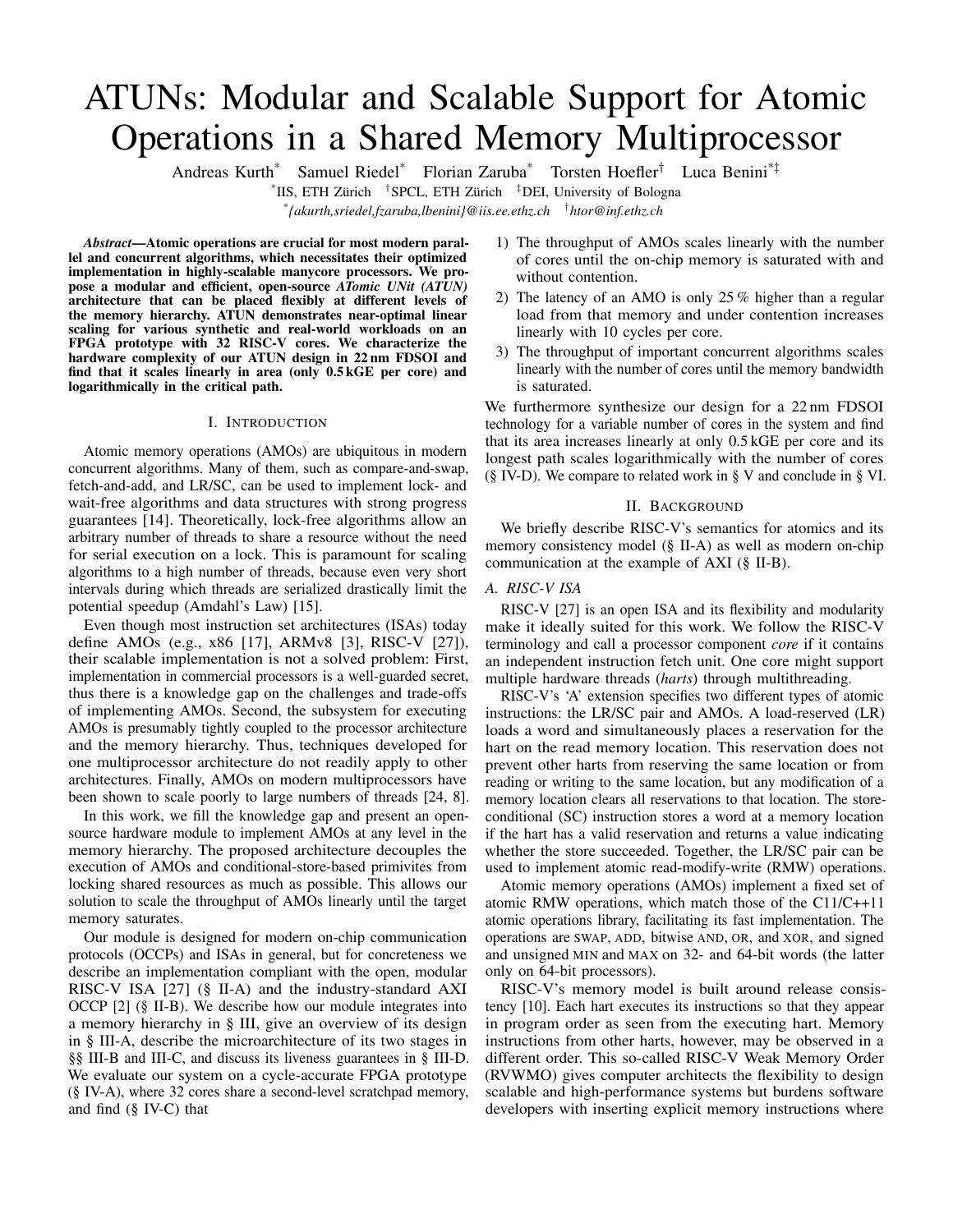# ATUNs: Modular and Scalable Support for Atomic Operations in a Shared Memory Multiprocessor

Andreas Kurth[*] Samuel Riedel[*] Florian Zaruba[*] Torsten Hoefler[†] Luca Benini[*‡]

[*]IIS, ETH Zürich [†]SPCL, ETH Zürich [‡]DEI, University of Bologna

[*]*{akurth,sriedel,fzaruba,lbenini}@iis.ee.ethz.ch* [†]*htor@inf.ethz.ch*

***Abstract*—Atomic operations are crucial for most modern parallel and concurrent algorithms, which necessitates their optimized implementation in highly-scalable manycore processors. We propose a modular and efficient, open-source *ATomic UNit (ATUN)* architecture that can be placed flexibly at different levels of the memory hierarchy. ATUN demonstrates near-optimal linear scaling for various synthetic and real-world workloads on an FPGA prototype with 32 RISC-V cores. We characterize the hardware complexity of our ATUN design in 22 nm FDSOI and find that it scales linearly in area (only 0.5 kGE per core) and logarithmically in the critical path.**

## I. Introduction

Atomic memory operations (AMOs) are ubiquitous in modern concurrent algorithms. Many of them, such as compare-and-swap, fetch-and-add, and LR/SC, can be used to implement lock- and wait-free algorithms and data structures with strong progress guarantees [14]. Theoretically, lock-free algorithms allow an arbitrary number of threads to share a resource without the need for serial execution on a lock. This is paramount for scaling algorithms to a high number of threads, because even very short intervals during which threads are serialized drastically limit the potential speedup (Amdahl's Law) [15].

Even though most instruction set architectures (ISAs) today define AMOs (e.g., x86 [17], ARMv8 [3], RISC-V [27]), their scalable implementation is not a solved problem: First, implementation in commercial processors is a well-guarded secret, thus there is a knowledge gap on the challenges and trade-offs of implementing AMOs. Second, the subsystem for executing AMOs is presumably tightly coupled to the processor architecture and the memory hierarchy. Thus, techniques developed for one multiprocessor architecture do not readily apply to other architectures. Finally, AMOs on modern multiprocessors have been shown to scale poorly to large numbers of threads [24, 8].

In this work, we fill the knowledge gap and present an open-source hardware module to implement AMOs at any level in the memory hierarchy. The proposed architecture decouples the execution of AMOs and conditional-store-based primivites from locking shared resources as much as possible. This allows our solution to scale the throughput of AMOs linearly until the target memory saturates.

Our module is designed for modern on-chip communication protocols (OCCPs) and ISAs in general, but for concreteness we describe an implementation compliant with the open, modular RISC-V ISA [27] (§ II-A) and the industry-standard AXI OCCP [2] (§ II-B). We describe how our module integrates into a memory hierarchy in § III, give an overview of its design in § III-A, describe the microarchitecture of its two stages in §§ III-B and III-C, and discuss its liveness guarantees in § III-D. We evaluate our system on a cycle-accurate FPGA prototype (§ IV-A), where 32 cores share a second-level scratchpad memory, and find (§ IV-C) that

1) The throughput of AMOs scales linearly with the number of cores until the on-chip memory is saturated with and without contention.
2) The latency of an AMO is only 25 % higher than a regular load from that memory and under contention increases linearly with 10 cycles per core.
3) The throughput of important concurrent algorithms scales linearly with the number of cores until the memory bandwidth is saturated.

We furthermore synthesize our design for a 22 nm FDSOI technology for a variable number of cores in the system and find that its area increases linearly at only 0.5 kGE per core and its longest path scales logarithmically with the number of cores (§ IV-D). We compare to related work in § V and conclude in § VI.

## II. Background

We briefly describe RISC-V's semantics for atomics and its memory consistency model (§ II-A) as well as modern on-chip communication at the example of AXI (§ II-B).

### A. RISC-V ISA

RISC-V [27] is an open ISA and its flexibility and modularity make it ideally suited for this work. We follow the RISC-V terminology and call a processor component *core* if it contains an independent instruction fetch unit. One core might support multiple hardware threads (*harts*) through multithreading.

RISC-V's 'A' extension specifies two different types of atomic instructions: the LR/SC pair and AMOs. A load-reserved (LR) loads a word and simultaneously places a reservation for the hart on the read memory location. This reservation does not prevent other harts from reserving the same location or from reading or writing to the same location, but any modification of a memory location clears all reservations to that location. The store-conditional (SC) instruction stores a word at a memory location if the hart has a valid reservation and returns a value indicating whether the store succeeded. Together, the LR/SC pair can be used to implement atomic read-modify-write (RMW) operations.

Atomic memory operations (AMOs) implement a fixed set of atomic RMW operations, which match those of the C11/C++11 atomic operations library, facilitating its fast implementation. The operations are SWAP, ADD, bitwise AND, OR, and XOR, and signed and unsigned MIN and MAX on 32- and 64-bit words (the latter only on 64-bit processors).

RISC-V's memory model is built around release consistency [10]. Each hart executes its instructions so that they appear in program order as seen from the executing hart. Memory instructions from other harts, however, may be observed in a different order. This so-called RISC-V Weak Memory Order (RVWMO) gives computer architects the flexibility to design scalable and high-performance systems but burdens software developers with inserting explicit memory instructions where